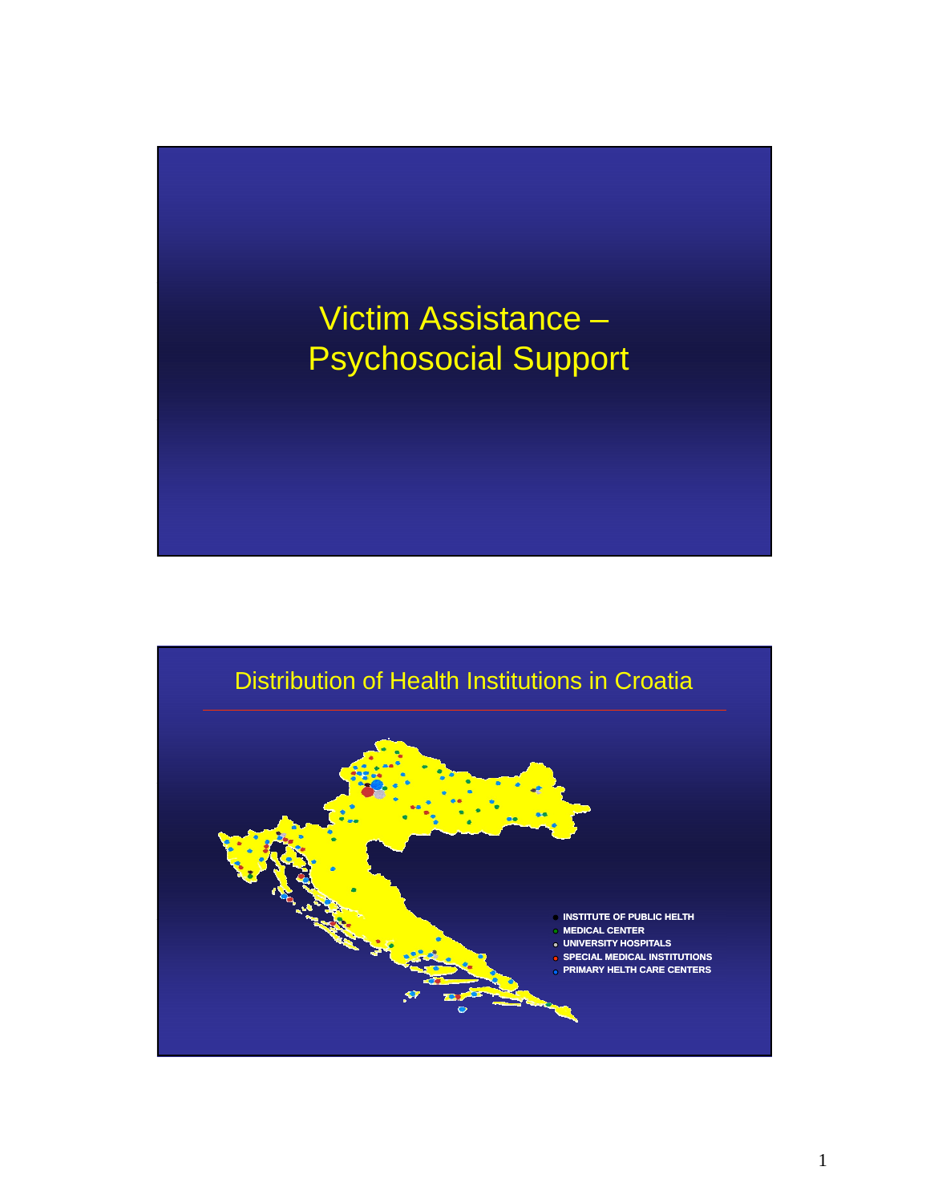# Victim Assistance – Psychosocial Support

## Distribution of Health Institutions in Croatia

- INSTITUTE OF PUBLIC HELTH
- MEDICAL CENTER
- UNIVERSITY HOSPITALS
- SPECIAL MEDICAL INSTITUTIONS
- PRIMARY HELTH CARE CENTERS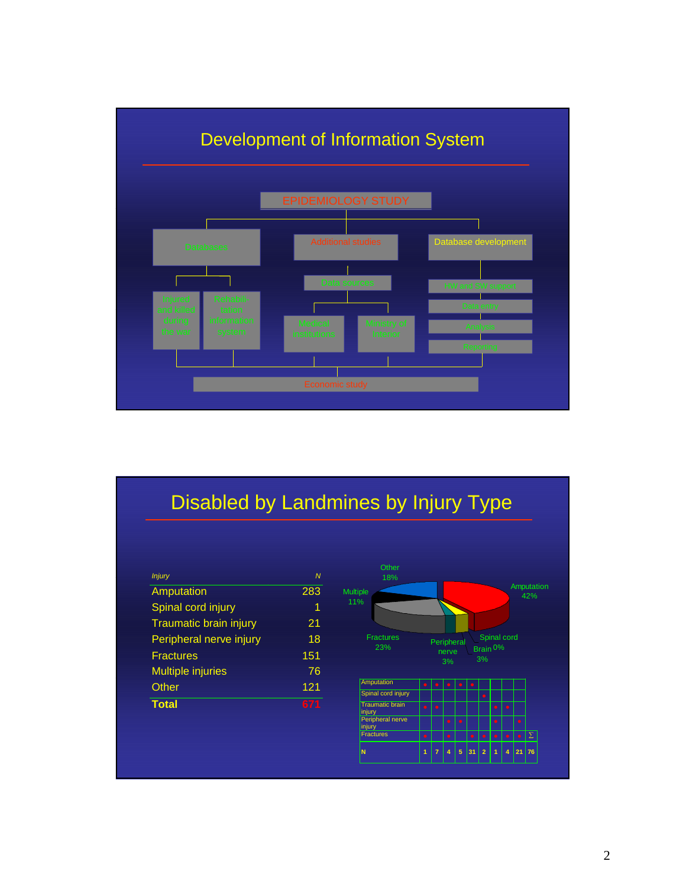## Development of Information System

EPIDEMIOLOGY STUDY

- Databases
  - Injured and killed during the war
  - Rehabilitation information system
- Additional studies
  - Data sources
    - Medical institutions
    - Ministry of Interior
- Database development
  - HW and SW support
  - Data entry
  - Analysis
  - Reporting

Economic study

## Disabled by Landmines by Injury Type

| *Injury* | *N* |
|---|---|
| Amputation | 283 |
| Spinal cord injury | 1 |
| Traumatic brain injury | 21 |
| Peripheral nerve injury | 18 |
| Fractures | 151 |
| Multiple injuries | 76 |
| Other | 121 |
| **Total** | **671** |

Amputation 42%, Spinal cord 0%, Brain 3%, Peripheral nerve 3%, Fractures 23%, Multiple 11%, Other 18%

| | | | | | | | | | | | |
|---|---|---|---|---|---|---|---|---|---|---|---|
| Amputation | • | • | • | • | • | | | | | | |
| Spinal cord injury | | | | | | • | | | | | |
| Traumatic brain injury | • | • | | | | | • | • | | | |
| Peripheral nerve injury | | | • | • | | | • | | • | | |
| Fractures | • | | • | | • | • | • | • | • | • | Σ |
| N | 1 | 7 | 4 | 5 | 31 | 2 | 1 | 4 | 21 | 76 | |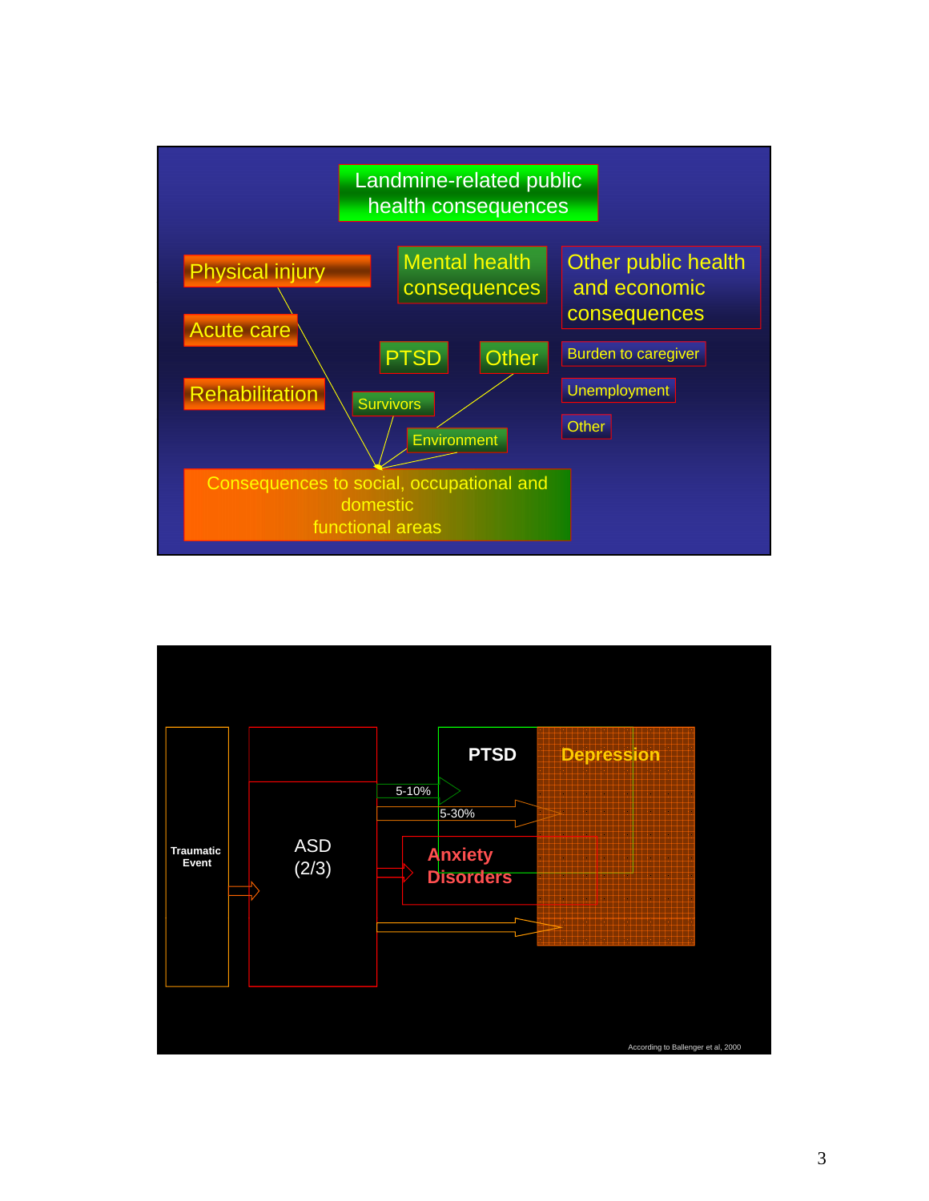## Landmine-related public health consequences

**Physical injury**
- Acute care
- Rehabilitation

**Mental health consequences**
- PTSD
- Other
- Survivors
- Environment

**Other public health and economic consequences**
- Burden to caregiver
- Unemployment
- Other

Consequences to social, occupational and domestic functional areas

---

Traumatic Event

ASD (2/3)

5-10%

5-30%

PTSD

Depression

Anxiety Disorders

According to Ballenger et al, 2000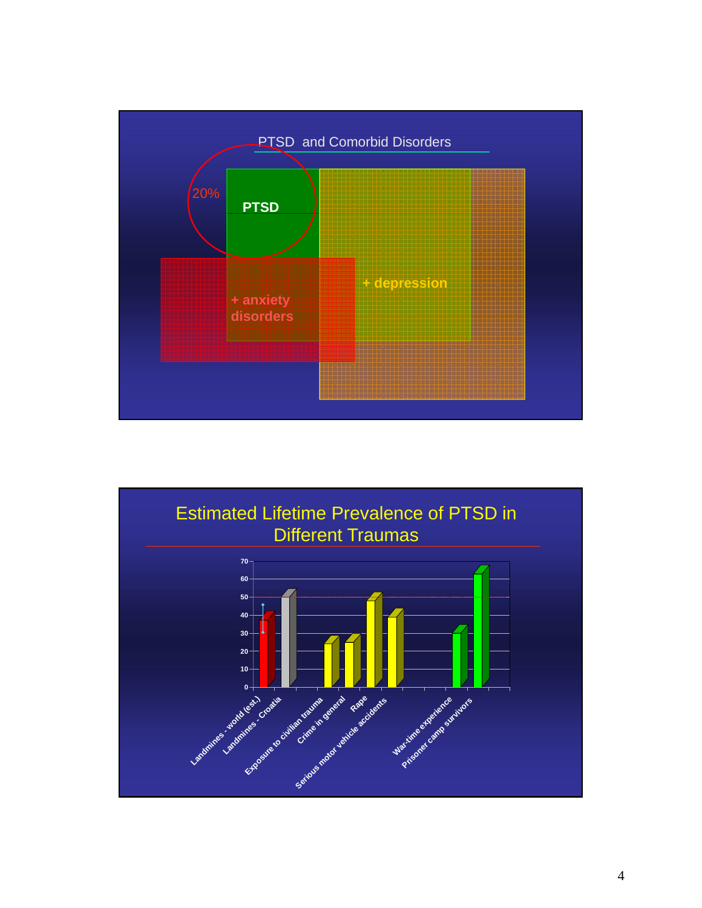## PTSD and Comorbid Disorders

20%

**PTSD**

**+ anxiety disorders**

**+ depression**

## Estimated Lifetime Prevalence of PTSD in Different Traumas

| Trauma | Estimated lifetime prevalence (%) |
|---|---|
| Landmines - world (est.) | ~37 |
| Landmines - Croatia | ~50 |
| Exposure to civilian trauma | ~24 |
| Crime in general | ~25 |
| Rape | ~48 |
| Serious motor vehicle accidents | ~39 |
| War-time experience | ~30 |
| Prisoner camp survivors | ~63 |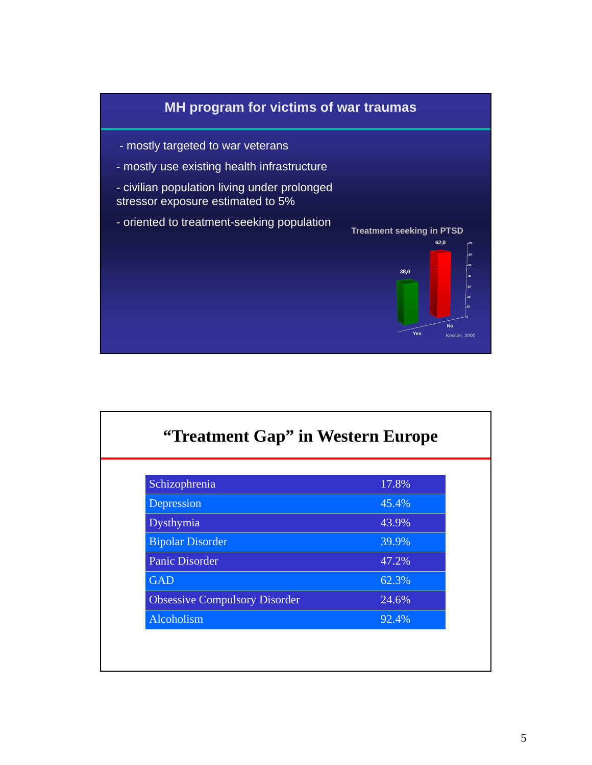## MH program for victims of war traumas

- mostly targeted to war veterans
- mostly use existing health infrastructure
- civilian population living under prolonged stressor exposure estimated to 5%
- oriented to treatment-seeking population

**Treatment seeking in PTSD**

| Yes | No |
|---|---|
| 38,0 | 62,0 |

Kessler, 2000

## "Treatment Gap" in Western Europe

| Disorder | Treatment Gap |
|---|---|
| Schizophrenia | 17.8% |
| Depression | 45.4% |
| Dysthymia | 43.9% |
| Bipolar Disorder | 39.9% |
| Panic Disorder | 47.2% |
| GAD | 62.3% |
| Obsessive Compulsory Disorder | 24.6% |
| Alcoholism | 92.4% |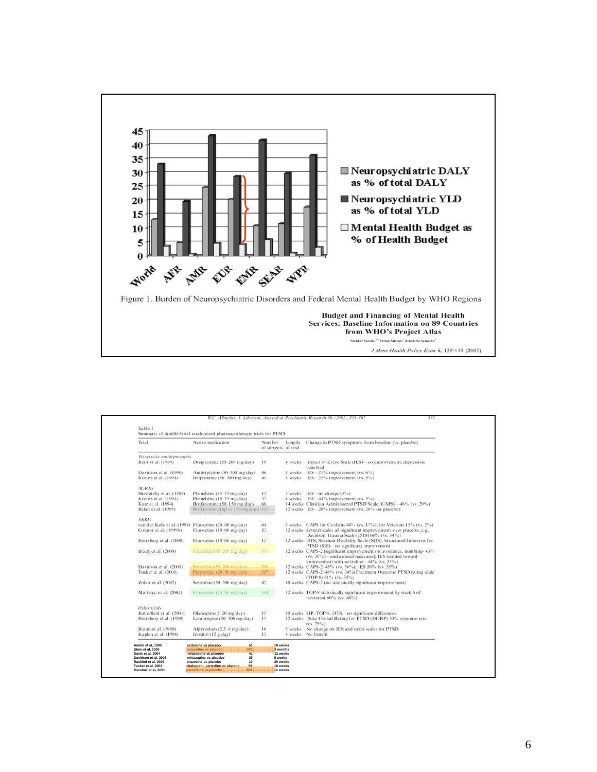45
40
35
30
25
20
15
10
5
0

World AFR AMR EUR EMR SEAR WPR

Neuropsychiatric DALY as % of total DALY

Neuropsychiatric YLD as % of total YLD

Mental Health Budget as % of Health Budget

Figure 1. Burden of Neuropsychiatric Disorders and Federal Mental Health Budget by WHO Regions

**Budget and Financing of Mental Health Services: Baseline Information on 89 Countries from WHO's Project Atlas**

Shekhar Saxena,[1]* Pratap Sharan,[2] Benedetto Saraceno[1]

*J Ment Health Policy Econ* **6**, 135-143 (2003)

R.C. Albucher, I. Liberzon / Journal of Psychiatric Research 36 (2002) 355–367

Table 1
Summary of double-blind randomized pharmacotherapy trials for PTSD

| Trial | Active medication | Number of subjects | Length of trial | Change in PTSD symptoms from baseline (vs. placebo) |
|---|---|---|---|---|
| *Tricyclic antidepressants* | | | | |
| Reist et al. (1989) | Desipramine (50–200 mg/day) | 18 | 4 weeks | Impact of Event Scale (IES)—no improvement; depression benefited |
| Davidson et al. (1990) | Amitriptyline (50–300 mg/day) | 46 | 8 weeks | IES—21% improvement (vs. 6%) |
| Kosten et al. (1991) | Imipramine (50–300 mg/day) | 41 | 8 weeks | IES—25% improvement (vs. 5%) |
| *MAOIs* | | | | |
| Shestatzky et al. (1988) | Phenelzine (45–75 mg/day) | 13 | 5 weeks | IES—no change (3%) |
| Kosten et al. (1991) | Phenelzine (15–75 mg/day) | 37 | 8 weeks | IES—44% improvement (vs. 5%) |
| Katz et al. (1994) | Brofaromine (50–150 mg/day) | 68 | 14 weeks | Clinician Administered PTSD Scale (CAPS)—48% (vs. 29%) |
| Baker et al. (1995) | Brofaromine (up to 150 mg/day) | 113 | 12 weeks | IES—26% improvement (vs. 26% on placebo) |
| *SSRIs* | | | | |
| van der Kolk et al. (1994) | Fluoxetine (20–40 mg/day) | 64 | 5 weeks | CAPS for Civilians 44% (vs. 17%), for Veterans 15% (vs. 2%) |
| Connor et al. (1999b) | Fluoxetine (10–60 mg/day) | 53 | 12 weeks | Several scales all significant improvements over placebo; e.g., Davidson Trauma Scale (DTS) 66% (vs. 34%) |
| Hertzberg et al. (2000) | Fluoxetine (10–60 mg/day) | 12 | 12 weeks | DTS, Sheehan Disability Scale (SDS), Structured Interview for PTSD (SIP)—no significant improvement |
| Brady et al. (2000) | Sertraline (50–200 mg/day) | 187 | 12 weeks | CAPS-2 [significant improvement on avoidance, numbing- 43% (vs. 31%)—and arousal measures]; IES trended toward improvement with sertraline—44% (vs. 35%) |
| Davidson et al. (2001) | Sertraline (50–200 mg/day) | 208 | 12 weeks | CAPS-2: 45% (vs. 36%); IES 50% (vs. 35%) |
| Tucker et al. (2001) | Paroxetine (20–50 mg/day) | 307 | 12 weeks | CAPS-2: 48% (vs. 34%)Treatment Outcome PTSD rating scale (TOP-8) 51% (vs. 35%) |
| Zohar et al. (2002) | Sertraline (50–200 mg/day) | 42 | 10 weeks | CAPS-2 (no statistically significant improvement) |
| Martenyi et al. (2002) | Fluoxetine (20–80 mg/day) | 301 | 12 weeks | TOP-8 statistically significant improvement by week 6 of treatment 60% (vs. 44%) |
| *Other trials* | | | | |
| Butterfield et al. (2001) | Olanzapine 5–20 mg/day) | 15 | 10 weeks | SIP, TOP-8, DTS—no significant differences |
| Hertzberg et al. (1999) | Lamotrigine (50–500 mg/day) | 15 | 12 weeks | Duke Global Rating for PTSD (DGRP) 50% response rate (vs. 25%) |
| Braun et al. (1990) | Alprazolam (2.5–6 mg/day) | 16 | 5 weeks | No change on IES and other scales for PTSD |
| Kaplan et al. (1996) | Inositol (12 g/day) | 13 | 4 weeks | No benefit |
| Amital et al, 1999 | sertraline vs placebo | 51 | 10 weeks | |
| Stein et al, 2000 | paroxetine vs placebo | 322 | 3 months | |
| Davis et al, 2004 | nefazodone vs placebo | 41 | 12 weeks | |
| Davidson et al, 2003 | mirtazapine vs placebo | 29 | 8 weeks | |
| Raskind et al, 2003 | prazosine vs placebo | 10 | 20 weeks | |
| Tucker et al, 2003 | citalopram, sertraline vs placebo | 58 | 10 weeks | |
| Marshall et al, 2001 | paroxetine vs placebo | 551 | 12 weeks | |